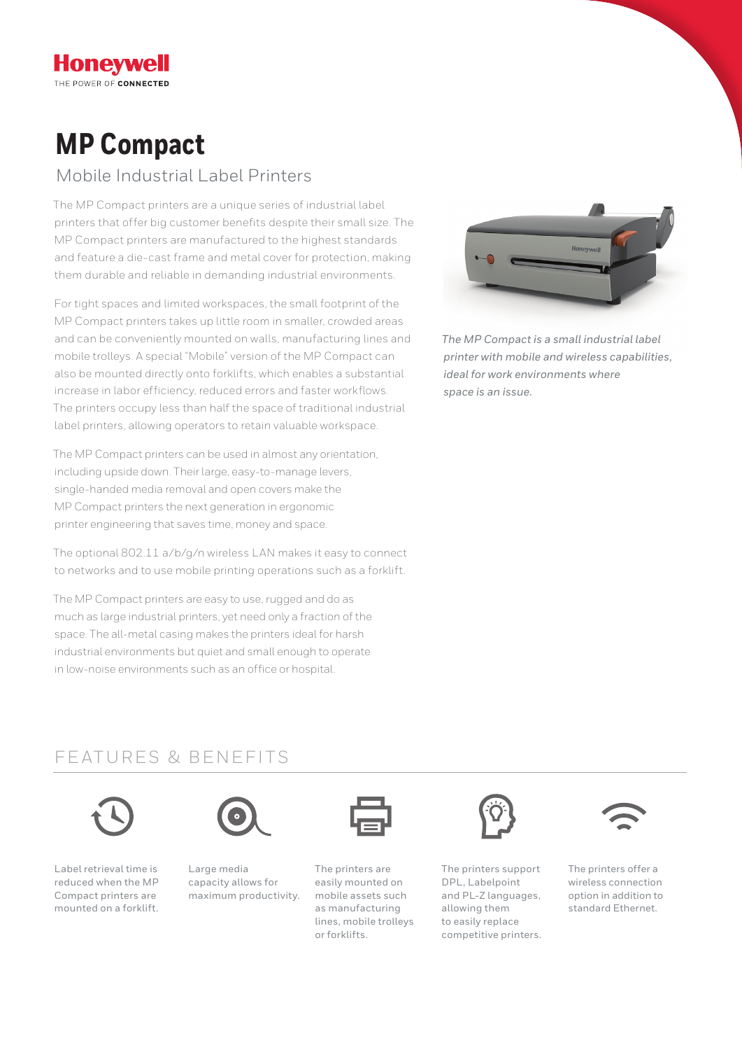Honeywell
THE POWER OF **CONNECTED**

# MP Compact

## Mobile Industrial Label Printers

The MP Compact printers are a unique series of industrial label printers that offer big customer benefits despite their small size. The MP Compact printers are manufactured to the highest standards and feature a die-cast frame and metal cover for protection, making them durable and reliable in demanding industrial environments.

For tight spaces and limited workspaces, the small footprint of the MP Compact printers takes up little room in smaller, crowded areas and can be conveniently mounted on walls, manufacturing lines and mobile trolleys. A special "Mobile" version of the MP Compact can also be mounted directly onto forklifts, which enables a substantial increase in labor efficiency, reduced errors and faster workflows. The printers occupy less than half the space of traditional industrial label printers, allowing operators to retain valuable workspace.

The MP Compact printers can be used in almost any orientation, including upside down. Their large, easy-to-manage levers, single-handed media removal and open covers make the MP Compact printers the next generation in ergonomic printer engineering that saves time, money and space.

The optional 802.11 a/b/g/n wireless LAN makes it easy to connect to networks and to use mobile printing operations such as a forklift.

The MP Compact printers are easy to use, rugged and do as much as large industrial printers, yet need only a fraction of the space. The all-metal casing makes the printers ideal for harsh industrial environments but quiet and small enough to operate in low-noise environments such as an office or hospital.

*The MP Compact is a small industrial label printer with mobile and wireless capabilities, ideal for work environments where space is an issue.*

## FEATURES & BENEFITS

- Label retrieval time is reduced when the MP Compact printers are mounted on a forklift.
- Large media capacity allows for maximum productivity.
- The printers are easily mounted on mobile assets such as manufacturing lines, mobile trolleys or forklifts.
- The printers support DPL, Labelpoint and PL-Z languages, allowing them to easily replace competitive printers.
- The printers offer a wireless connection option in addition to standard Ethernet.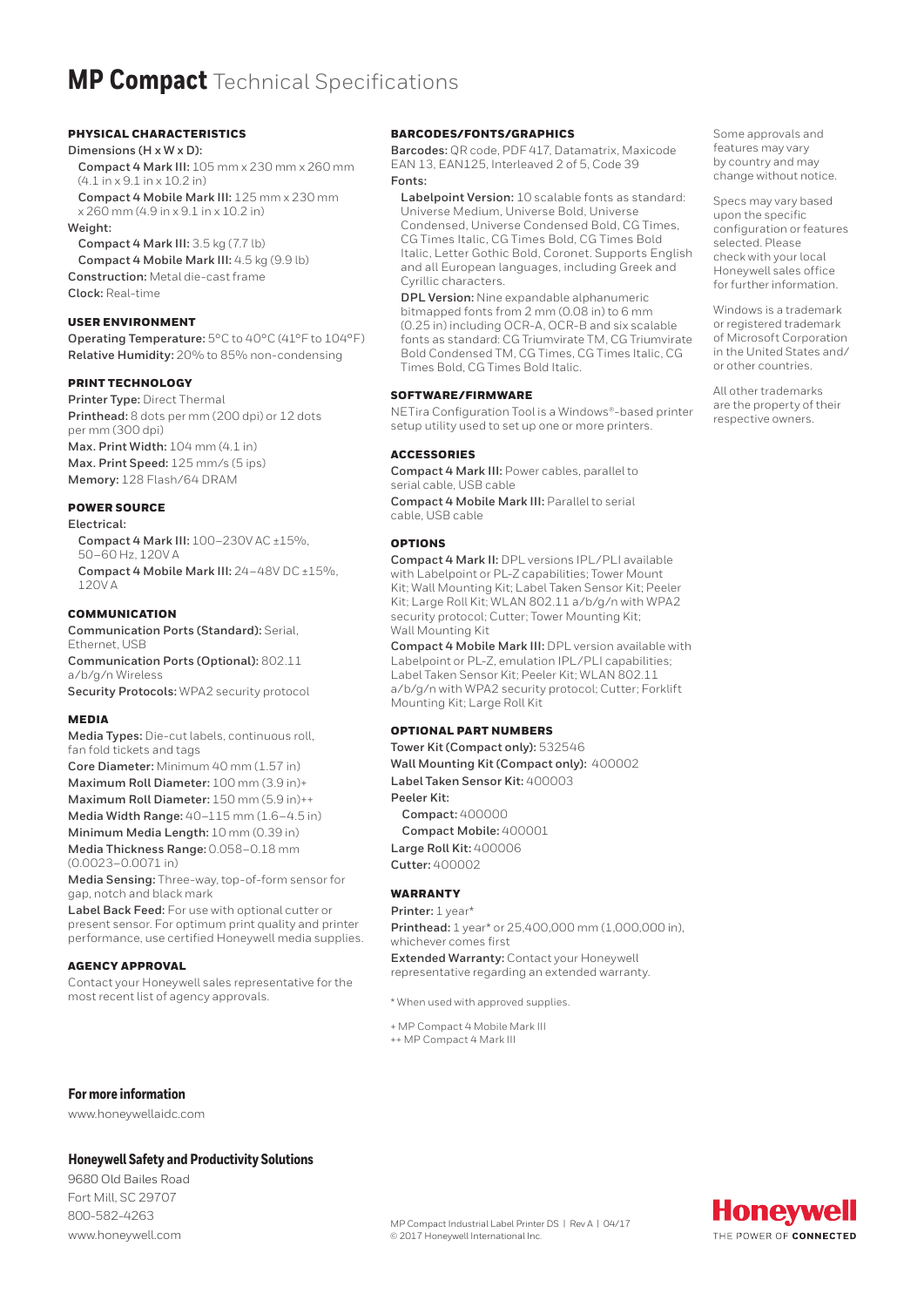# **MP Compact** Technical Specifications

### PHYSICAL CHARACTERISTICS

**Dimensions (H x W x D):**

**Compact 4 Mark III:** 105 mm x 230 mm x 260 mm (4.1 in x 9.1 in x 10.2 in)

**Compact 4 Mobile Mark III:** 125 mm x 230 mm x 260 mm (4.9 in x 9.1 in x 10.2 in)

**Weight:**

**Compact 4 Mark III:** 3.5 kg (7.7 lb)

**Compact 4 Mobile Mark III:** 4.5 kg (9.9 lb)

**Construction:** Metal die-cast frame

**Clock:** Real-time

### USER ENVIRONMENT

**Operating Temperature:** 5°C to 40°C (41°F to 104°F)

**Relative Humidity:** 20% to 85% non-condensing

### PRINT TECHNOLOGY

**Printer Type:** Direct Thermal

**Printhead:** 8 dots per mm (200 dpi) or 12 dots per mm (300 dpi)

**Max. Print Width:** 104 mm (4.1 in)

**Max. Print Speed:** 125 mm/s (5 ips)

**Memory:** 128 Flash/64 DRAM

### POWER SOURCE

**Electrical:**

**Compact 4 Mark III:** 100–230V AC ±15%, 50–60 Hz, 120V A

**Compact 4 Mobile Mark III:** 24–48V DC ±15%, 120V A

### COMMUNICATION

**Communication Ports (Standard):** Serial, Ethernet, USB

**Communication Ports (Optional):** 802.11 a/b/g/n Wireless

**Security Protocols:** WPA2 security protocol

### MEDIA

**Media Types:** Die-cut labels, continuous roll, fan fold tickets and tags

**Core Diameter:** Minimum 40 mm (1.57 in)

**Maximum Roll Diameter:** 100 mm (3.9 in)+

**Maximum Roll Diameter:** 150 mm (5.9 in)++

**Media Width Range:** 40–115 mm (1.6–4.5 in)

**Minimum Media Length:** 10 mm (0.39 in)

**Media Thickness Range:** 0.058–0.18 mm (0.0023–0.0071 in)

**Media Sensing:** Three-way, top-of-form sensor for gap, notch and black mark

**Label Back Feed:** For use with optional cutter or present sensor. For optimum print quality and printer performance, use certified Honeywell media supplies.

### AGENCY APPROVAL

Contact your Honeywell sales representative for the most recent list of agency approvals.

### BARCODES/FONTS/GRAPHICS

**Barcodes:** QR code, PDF 417, Datamatrix, Maxicode EAN 13, EAN125, Interleaved 2 of 5, Code 39

**Fonts:**

**Labelpoint Version:** 10 scalable fonts as standard: Universe Medium, Universe Bold, Universe Condensed, Universe Condensed Bold, CG Times, CG Times Italic, CG Times Bold, CG Times Bold Italic, Letter Gothic Bold, Coronet. Supports English and all European languages, including Greek and Cyrillic characters.

**DPL Version:** Nine expandable alphanumeric bitmapped fonts from 2 mm (0.08 in) to 6 mm (0.25 in) including OCR-A, OCR-B and six scalable fonts as standard: CG Triumvirate TM, CG Triumvirate Bold Condensed TM, CG Times, CG Times Italic, CG Times Bold, CG Times Bold Italic.

### SOFTWARE/FIRMWARE

NETira Configuration Tool is a Windows®-based printer setup utility used to set up one or more printers.

### ACCESSORIES

**Compact 4 Mark III:** Power cables, parallel to serial cable, USB cable

**Compact 4 Mobile Mark III:** Parallel to serial cable, USB cable

### OPTIONS

**Compact 4 Mark II:** DPL versions IPL/PLI available with Labelpoint or PL-Z capabilities; Tower Mount Kit; Wall Mounting Kit; Label Taken Sensor Kit; Peeler Kit; Large Roll Kit; WLAN 802.11 a/b/g/n with WPA2 security protocol; Cutter; Tower Mounting Kit; Wall Mounting Kit

**Compact 4 Mobile Mark III:** DPL version available with Labelpoint or PL-Z, emulation IPL/PLI capabilities; Label Taken Sensor Kit; Peeler Kit; WLAN 802.11 a/b/g/n with WPA2 security protocol; Cutter; Forklift Mounting Kit; Large Roll Kit

### OPTIONAL PART NUMBERS

**Tower Kit (Compact only):** 532546

**Wall Mounting Kit (Compact only):** 400002

**Label Taken Sensor Kit:** 400003

**Peeler Kit:**

**Compact:** 400000

**Compact Mobile:** 400001

**Large Roll Kit:** 400006

**Cutter:** 400002

### WARRANTY

**Printer:** 1 year*

**Printhead:** 1 year* or 25,400,000 mm (1,000,000 in), whichever comes first

**Extended Warranty:** Contact your Honeywell representative regarding an extended warranty.

* When used with approved supplies.

+ MP Compact 4 Mobile Mark III
++ MP Compact 4 Mark III

Some approvals and features may vary by country and may change without notice.

Specs may vary based upon the specific configuration or features selected. Please check with your local Honeywell sales office for further information.

Windows is a trademark or registered trademark of Microsoft Corporation in the United States and/or other countries.

All other trademarks are the property of their respective owners.

### For more information

www.honeywellaidc.com

### Honeywell Safety and Productivity Solutions

9680 Old Bailes Road
Fort Mill, SC 29707
800-582-4263
www.honeywell.com

MP Compact Industrial Label Printer DS | Rev A | 04/17
© 2017 Honeywell International Inc.

Honeywell
THE POWER OF CONNECTED